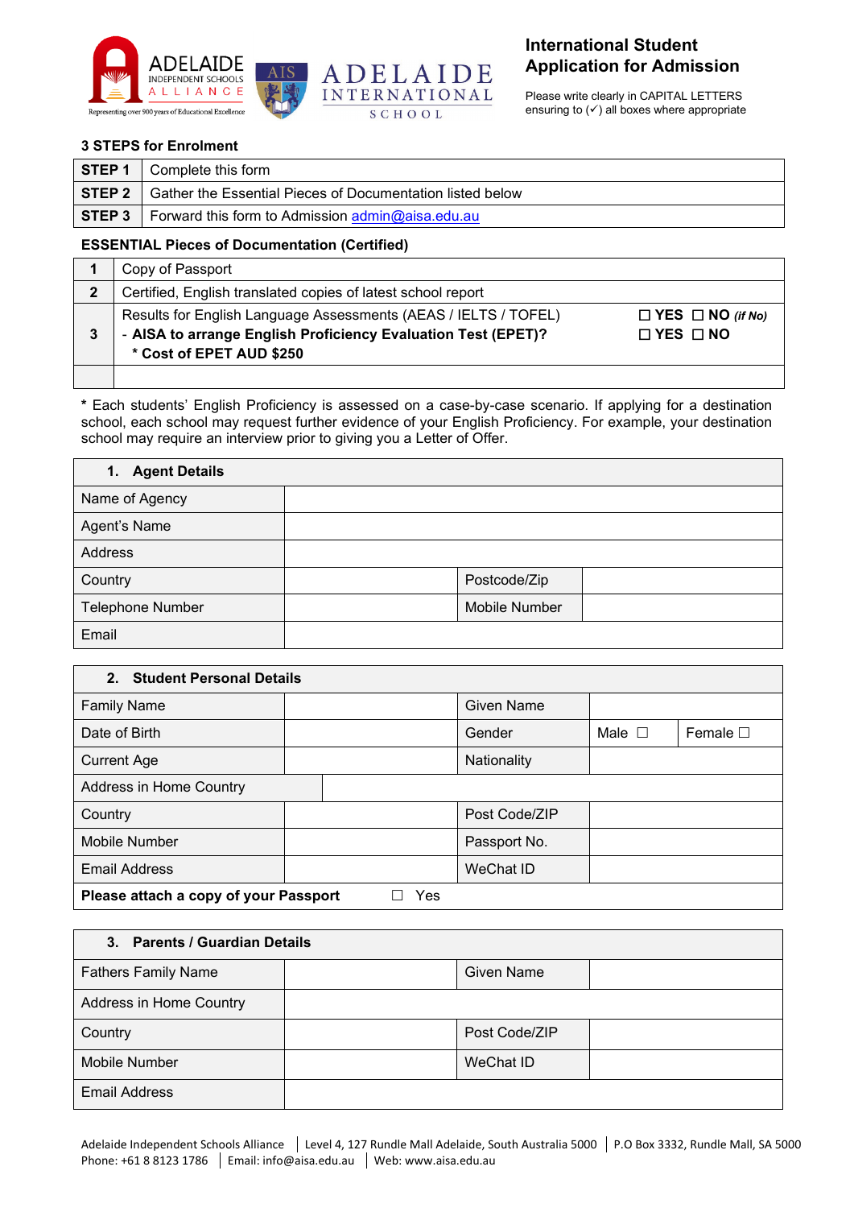# International Student Application for Admission

Please write clearly in CAPITAL LETTERS ensuring to (✓) all boxes where appropriate

### 3 STEPS for Enrolment

| | |
|---|---|
| **STEP 1** | Complete this form |
| **STEP 2** | Gather the Essential Pieces of Documentation listed below |
| **STEP 3** | Forward this form to Admission admin@aisa.edu.au |

### ESSENTIAL Pieces of Documentation (Certified)

| | | |
|---|---|---|
| **1** | Copy of Passport | |
| **2** | Certified, English translated copies of latest school report | |
| **3** | Results for English Language Assessments (AEAS / IELTS / TOFEL)<br>- **AISA to arrange English Proficiency Evaluation Test (EPET)?**<br>**\* Cost of EPET AUD $250** | ☐ **YES** ☐ **NO** ***(if No)***<br>☐ **YES** ☐ **NO** |
| | | |

\* Each students' English Proficiency is assessed on a case-by-case scenario. If applying for a destination school, each school may request further evidence of your English Proficiency. For example, your destination school may require an interview prior to giving you a Letter of Offer.

| **1. Agent Details** | | | |
|---|---|---|---|
| Name of Agency | | | |
| Agent's Name | | | |
| Address | | | |
| Country | | Postcode/Zip | |
| Telephone Number | | Mobile Number | |
| Email | | | |

| **2. Student Personal Details** | | | | |
|---|---|---|---|---|
| Family Name | | Given Name | | |
| Date of Birth | | Gender | Male ☐ | Female ☐ |
| Current Age | | Nationality | | |
| Address in Home Country | | | | |
| Country | | Post Code/ZIP | | |
| Mobile Number | | Passport No. | | |
| Email Address | | WeChat ID | | |
| **Please attach a copy of your Passport** | ☐ Yes | | | |

| **3. Parents / Guardian Details** | | | |
|---|---|---|---|
| Fathers Family Name | | Given Name | |
| Address in Home Country | | | |
| Country | | Post Code/ZIP | |
| Mobile Number | | WeChat ID | |
| Email Address | | | |

Adelaide Independent Schools Alliance | Level 4, 127 Rundle Mall Adelaide, South Australia 5000 | P.O Box 3332, Rundle Mall, SA 5000
Phone: +61 8 8123 1786 | Email: info@aisa.edu.au | Web: www.aisa.edu.au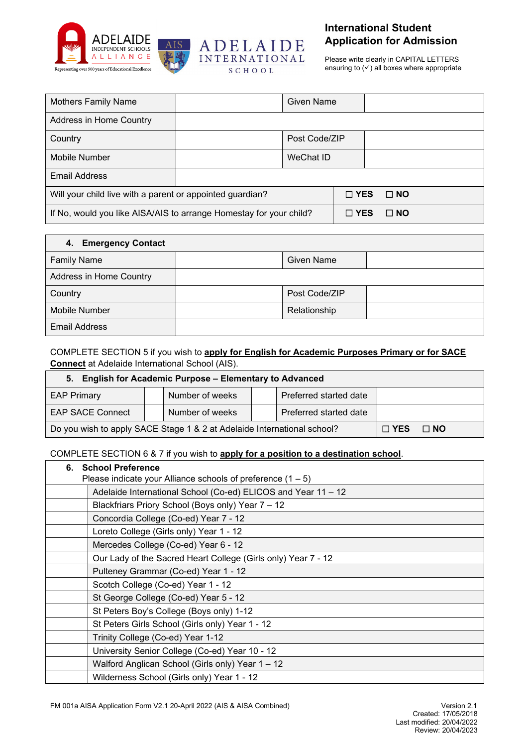**International Student Application for Admission**

Please write clearly in CAPITAL LETTERS ensuring to (✓) all boxes where appropriate

| Mothers Family Name | | Given Name | |
|---|---|---|---|
| Address in Home Country | | | |
| Country | | Post Code/ZIP | |
| Mobile Number | | WeChat ID | |
| Email Address | | | |
| Will your child live with a parent or appointed guardian? | | | ☐ **YES** ☐ **NO** |
| If No, would you like AISA/AIS to arrange Homestay for your child? | | | ☐ **YES** ☐ **NO** |

| **4. Emergency Contact** | | | |
|---|---|---|---|
| Family Name | | Given Name | |
| Address in Home Country | | | |
| Country | | Post Code/ZIP | |
| Mobile Number | | Relationship | |
| Email Address | | | |

COMPLETE SECTION 5 if you wish to **apply for English for Academic Purposes Primary or for SACE Connect** at Adelaide International School (AIS).

| **5. English for Academic Purpose – Elementary to Advanced** | | | | | |
|---|---|---|---|---|---|
| EAP Primary | | Number of weeks | | Preferred started date | |
| EAP SACE Connect | | Number of weeks | | Preferred started date | |
| Do you wish to apply SACE Stage 1 & 2 at Adelaide International school? | | | | | ☐ **YES** ☐ **NO** |

COMPLETE SECTION 6 & 7 if you wish to **apply for a position to a destination school**.

| **6. School Preference** Please indicate your Alliance schools of preference (1 – 5) | |
|---|---|
| | Adelaide International School (Co-ed) ELICOS and Year 11 – 12 |
| | Blackfriars Priory School (Boys only) Year 7 – 12 |
| | Concordia College (Co-ed) Year 7 - 12 |
| | Loreto College (Girls only) Year 1 - 12 |
| | Mercedes College (Co-ed) Year 6 - 12 |
| | Our Lady of the Sacred Heart College (Girls only) Year 7 - 12 |
| | Pulteney Grammar (Co-ed) Year 1 - 12 |
| | Scotch College (Co-ed) Year 1 - 12 |
| | St George College (Co-ed) Year 5 - 12 |
| | St Peters Boy's College (Boys only) 1-12 |
| | St Peters Girls School (Girls only) Year 1 - 12 |
| | Trinity College (Co-ed) Year 1-12 |
| | University Senior College (Co-ed) Year 10 - 12 |
| | Walford Anglican School (Girls only) Year 1 – 12 |
| | Wilderness School (Girls only) Year 1 - 12 |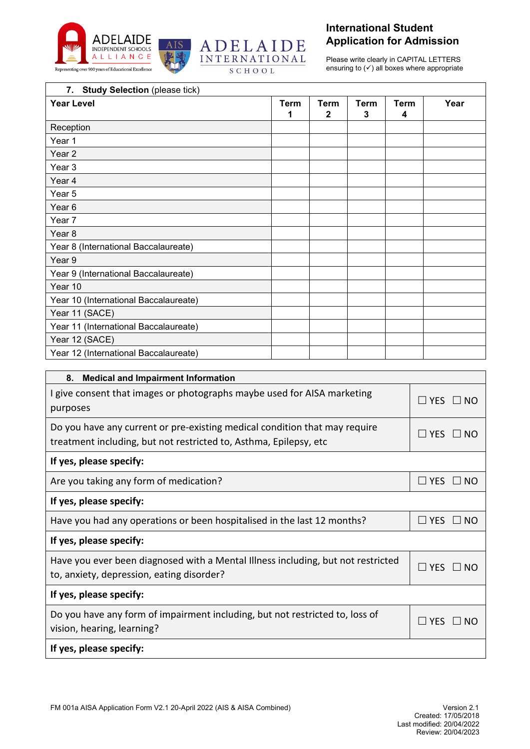ADELAIDE INDEPENDENT SCHOOLS ALLIANCE
Representing over 900 years of Educational Excellence

AIS ADELAIDE INTERNATIONAL SCHOOL

## International Student Application for Admission

Please write clearly in CAPITAL LETTERS ensuring to (✓) all boxes where appropriate

| **7. Study Selection** (please tick) | | | | | |
|---|---|---|---|---|---|
| **Year Level** | **Term 1** | **Term 2** | **Term 3** | **Term 4** | **Year** |
| Reception | | | | | |
| Year 1 | | | | | |
| Year 2 | | | | | |
| Year 3 | | | | | |
| Year 4 | | | | | |
| Year 5 | | | | | |
| Year 6 | | | | | |
| Year 7 | | | | | |
| Year 8 | | | | | |
| Year 8 (International Baccalaureate) | | | | | |
| Year 9 | | | | | |
| Year 9 (International Baccalaureate) | | | | | |
| Year 10 | | | | | |
| Year 10 (International Baccalaureate) | | | | | |
| Year 11 (SACE) | | | | | |
| Year 11 (International Baccalaureate) | | | | | |
| Year 12 (SACE) | | | | | |
| Year 12 (International Baccalaureate) | | | | | |

| **8. Medical and Impairment Information** | |
|---|---|
| I give consent that images or photographs maybe used for AISA marketing purposes | ☐ YES ☐ NO |
| Do you have any current or pre-existing medical condition that may require treatment including, but not restricted to, Asthma, Epilepsy, etc | ☐ YES ☐ NO |
| **If yes, please specify:** | |
| Are you taking any form of medication? | ☐ YES ☐ NO |
| **If yes, please specify:** | |
| Have you had any operations or been hospitalised in the last 12 months? | ☐ YES ☐ NO |
| **If yes, please specify:** | |
| Have you ever been diagnosed with a Mental Illness including, but not restricted to, anxiety, depression, eating disorder? | ☐ YES ☐ NO |
| **If yes, please specify:** | |
| Do you have any form of impairment including, but not restricted to, loss of vision, hearing, learning? | ☐ YES ☐ NO |
| **If yes, please specify:** | |

FM 001a AISA Application Form V2.1 20-April 2022 (AIS & AISA Combined)

Version 2.1
Created: 17/05/2018
Last modified: 20/04/2022
Review: 20/04/2023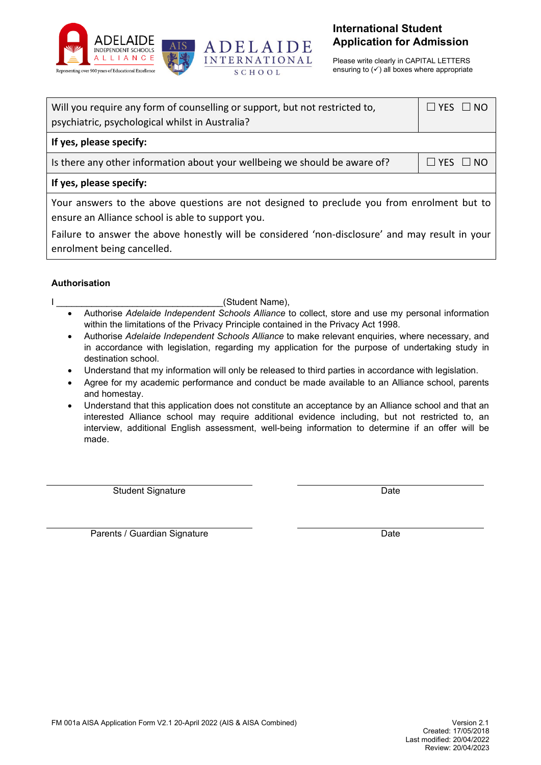**International Student Application for Admission**

Please write clearly in CAPITAL LETTERS ensuring to (✓) all boxes where appropriate

| | |
|---|---|
| Will you require any form of counselling or support, but not restricted to, psychiatric, psychological whilst in Australia? | ☐ YES ☐ NO |
| **If yes, please specify:** | |
| Is there any other information about your wellbeing we should be aware of? | ☐ YES ☐ NO |
| **If yes, please specify:** | |
| Your answers to the above questions are not designed to preclude you from enrolment but to ensure an Alliance school is able to support you. Failure to answer the above honestly will be considered 'non-disclosure' and may result in your enrolment being cancelled. | |

**Authorisation**

I _________________________________(Student Name),

- Authorise *Adelaide Independent Schools Alliance* to collect, store and use my personal information within the limitations of the Privacy Principle contained in the Privacy Act 1998.
- Authorise *Adelaide Independent Schools Alliance* to make relevant enquiries, where necessary, and in accordance with legislation, regarding my application for the purpose of undertaking study in destination school.
- Understand that my information will only be released to third parties in accordance with legislation.
- Agree for my academic performance and conduct be made available to an Alliance school, parents and homestay.
- Understand that this application does not constitute an acceptance by an Alliance school and that an interested Alliance school may require additional evidence including, but not restricted to, an interview, additional English assessment, well-being information to determine if an offer will be made.

_________________________________ Student Signature

_________________________________ Date

_________________________________ Parents / Guardian Signature

_________________________________ Date

FM 001a AISA Application Form V2.1 20-April 2022 (AIS & AISA Combined)

Version 2.1
Created: 17/05/2018
Last modified: 20/04/2022
Review: 20/04/2023